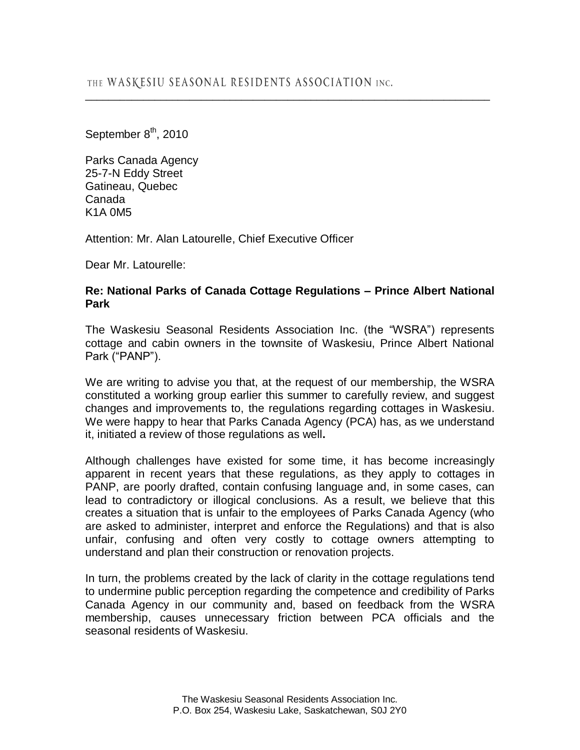THE WASKESIU SEASONAL RESIDENTS ASSOCIATION INC.

September 8th, 2010

Parks Canada Agency
25-7-N Eddy Street
Gatineau, Quebec
Canada
K1A 0M5

Attention: Mr. Alan Latourelle, Chief Executive Officer

Dear Mr. Latourelle:

**Re: National Parks of Canada Cottage Regulations – Prince Albert National Park**

The Waskesiu Seasonal Residents Association Inc. (the "WSRA") represents cottage and cabin owners in the townsite of Waskesiu, Prince Albert National Park ("PANP").

We are writing to advise you that, at the request of our membership, the WSRA constituted a working group earlier this summer to carefully review, and suggest changes and improvements to, the regulations regarding cottages in Waskesiu. We were happy to hear that Parks Canada Agency (PCA) has, as we understand it, initiated a review of those regulations as well**.**

Although challenges have existed for some time, it has become increasingly apparent in recent years that these regulations, as they apply to cottages in PANP, are poorly drafted, contain confusing language and, in some cases, can lead to contradictory or illogical conclusions. As a result, we believe that this creates a situation that is unfair to the employees of Parks Canada Agency (who are asked to administer, interpret and enforce the Regulations) and that is also unfair, confusing and often very costly to cottage owners attempting to understand and plan their construction or renovation projects.

In turn, the problems created by the lack of clarity in the cottage regulations tend to undermine public perception regarding the competence and credibility of Parks Canada Agency in our community and, based on feedback from the WSRA membership, causes unnecessary friction between PCA officials and the seasonal residents of Waskesiu.

The Waskesiu Seasonal Residents Association Inc.
P.O. Box 254, Waskesiu Lake, Saskatchewan, S0J 2Y0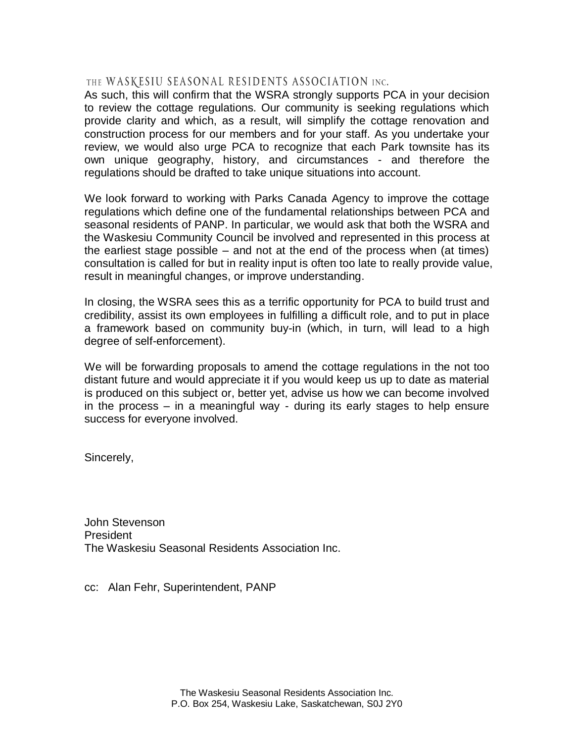As such, this will confirm that the WSRA strongly supports PCA in your decision to review the cottage regulations. Our community is seeking regulations which provide clarity and which, as a result, will simplify the cottage renovation and construction process for our members and for your staff. As you undertake your review, we would also urge PCA to recognize that each Park townsite has its own unique geography, history, and circumstances - and therefore the regulations should be drafted to take unique situations into account.

We look forward to working with Parks Canada Agency to improve the cottage regulations which define one of the fundamental relationships between PCA and seasonal residents of PANP. In particular, we would ask that both the WSRA and the Waskesiu Community Council be involved and represented in this process at the earliest stage possible – and not at the end of the process when (at times) consultation is called for but in reality input is often too late to really provide value, result in meaningful changes, or improve understanding.

In closing, the WSRA sees this as a terrific opportunity for PCA to build trust and credibility, assist its own employees in fulfilling a difficult role, and to put in place a framework based on community buy-in (which, in turn, will lead to a high degree of self-enforcement).

We will be forwarding proposals to amend the cottage regulations in the not too distant future and would appreciate it if you would keep us up to date as material is produced on this subject or, better yet, advise us how we can become involved in the process – in a meaningful way - during its early stages to help ensure success for everyone involved.

Sincerely,

John Stevenson
President
The Waskesiu Seasonal Residents Association Inc.

cc: Alan Fehr, Superintendent, PANP